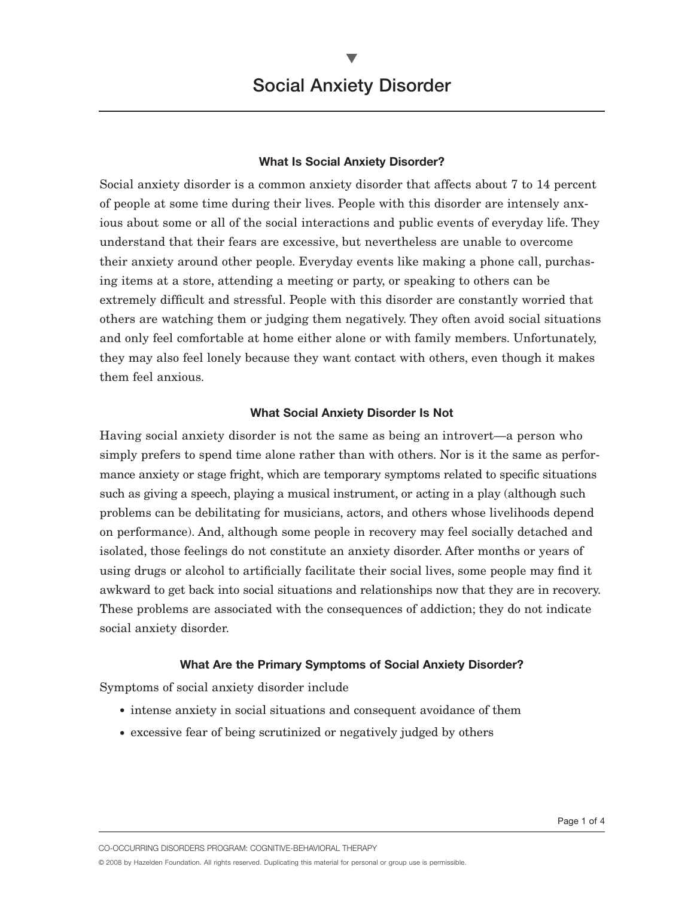# Social Anxiety Disorder

### What Is Social Anxiety Disorder?

Social anxiety disorder is a common anxiety disorder that affects about 7 to 14 percent of people at some time during their lives. People with this disorder are intensely anxious about some or all of the social interactions and public events of everyday life. They understand that their fears are excessive, but nevertheless are unable to overcome their anxiety around other people. Everyday events like making a phone call, purchasing items at a store, attending a meeting or party, or speaking to others can be extremely difficult and stressful. People with this disorder are constantly worried that others are watching them or judging them negatively. They often avoid social situations and only feel comfortable at home either alone or with family members. Unfortunately, they may also feel lonely because they want contact with others, even though it makes them feel anxious.

### What Social Anxiety Disorder Is Not

Having social anxiety disorder is not the same as being an introvert—a person who simply prefers to spend time alone rather than with others. Nor is it the same as performance anxiety or stage fright, which are temporary symptoms related to specific situations such as giving a speech, playing a musical instrument, or acting in a play (although such problems can be debilitating for musicians, actors, and others whose livelihoods depend on performance). And, although some people in recovery may feel socially detached and isolated, those feelings do not constitute an anxiety disorder. After months or years of using drugs or alcohol to artificially facilitate their social lives, some people may find it awkward to get back into social situations and relationships now that they are in recovery. These problems are associated with the consequences of addiction; they do not indicate social anxiety disorder.

### What Are the Primary Symptoms of Social Anxiety Disorder?

Symptoms of social anxiety disorder include

- intense anxiety in social situations and consequent avoidance of them
- excessive fear of being scrutinized or negatively judged by others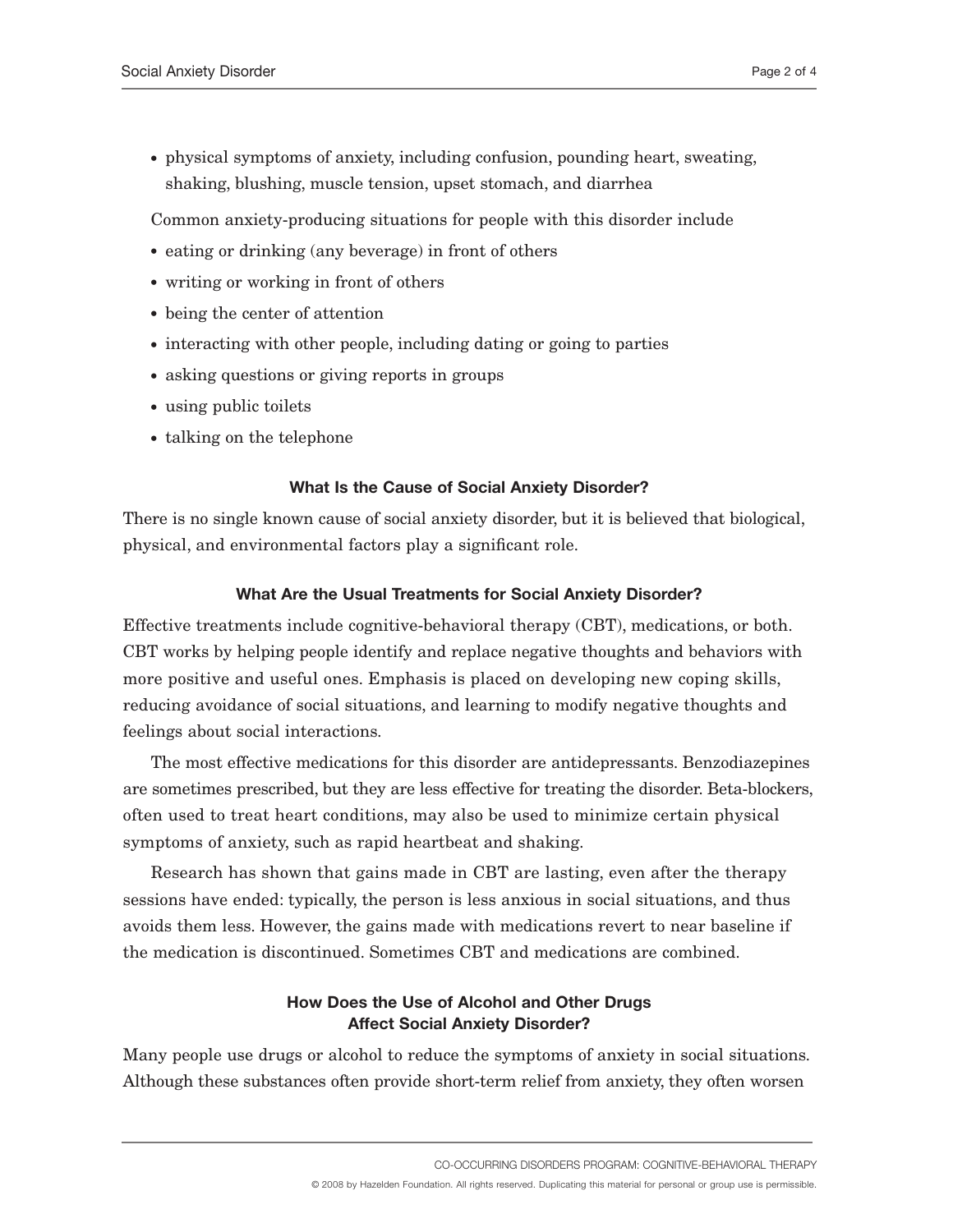- physical symptoms of anxiety, including confusion, pounding heart, sweating, shaking, blushing, muscle tension, upset stomach, and diarrhea

Common anxiety-producing situations for people with this disorder include

- eating or drinking (any beverage) in front of others
- writing or working in front of others
- being the center of attention
- interacting with other people, including dating or going to parties
- asking questions or giving reports in groups
- using public toilets
- talking on the telephone

## What Is the Cause of Social Anxiety Disorder?

There is no single known cause of social anxiety disorder, but it is believed that biological, physical, and environmental factors play a significant role.

## What Are the Usual Treatments for Social Anxiety Disorder?

Effective treatments include cognitive-behavioral therapy (CBT), medications, or both. CBT works by helping people identify and replace negative thoughts and behaviors with more positive and useful ones. Emphasis is placed on developing new coping skills, reducing avoidance of social situations, and learning to modify negative thoughts and feelings about social interactions.

The most effective medications for this disorder are antidepressants. Benzodiazepines are sometimes prescribed, but they are less effective for treating the disorder. Beta-blockers, often used to treat heart conditions, may also be used to minimize certain physical symptoms of anxiety, such as rapid heartbeat and shaking.

Research has shown that gains made in CBT are lasting, even after the therapy sessions have ended: typically, the person is less anxious in social situations, and thus avoids them less. However, the gains made with medications revert to near baseline if the medication is discontinued. Sometimes CBT and medications are combined.

## How Does the Use of Alcohol and Other Drugs Affect Social Anxiety Disorder?

Many people use drugs or alcohol to reduce the symptoms of anxiety in social situations. Although these substances often provide short-term relief from anxiety, they often worsen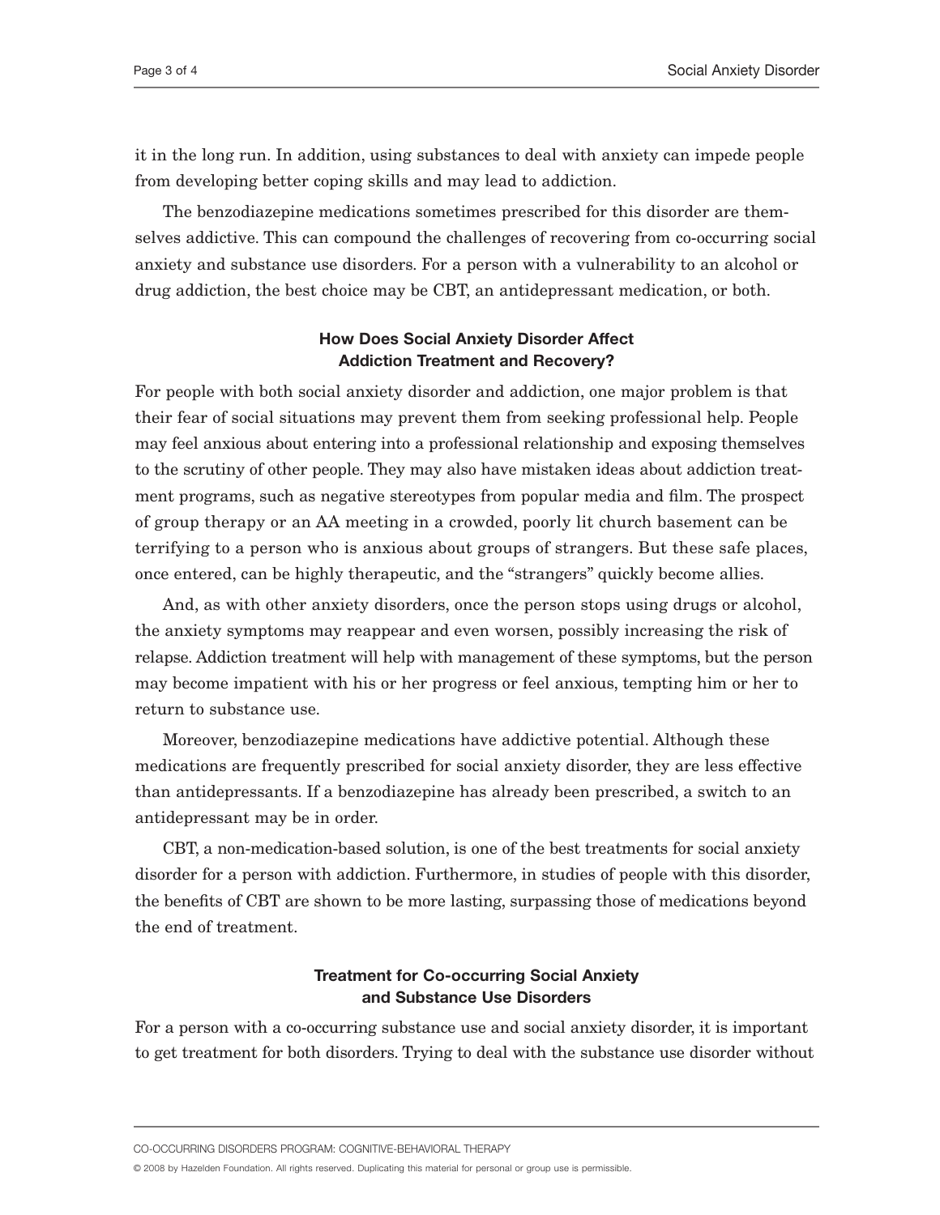it in the long run. In addition, using substances to deal with anxiety can impede people from developing better coping skills and may lead to addiction.

The benzodiazepine medications sometimes prescribed for this disorder are themselves addictive. This can compound the challenges of recovering from co-occurring social anxiety and substance use disorders. For a person with a vulnerability to an alcohol or drug addiction, the best choice may be CBT, an antidepressant medication, or both.

### How Does Social Anxiety Disorder Affect Addiction Treatment and Recovery?

For people with both social anxiety disorder and addiction, one major problem is that their fear of social situations may prevent them from seeking professional help. People may feel anxious about entering into a professional relationship and exposing themselves to the scrutiny of other people. They may also have mistaken ideas about addiction treatment programs, such as negative stereotypes from popular media and film. The prospect of group therapy or an AA meeting in a crowded, poorly lit church basement can be terrifying to a person who is anxious about groups of strangers. But these safe places, once entered, can be highly therapeutic, and the "strangers" quickly become allies.

And, as with other anxiety disorders, once the person stops using drugs or alcohol, the anxiety symptoms may reappear and even worsen, possibly increasing the risk of relapse. Addiction treatment will help with management of these symptoms, but the person may become impatient with his or her progress or feel anxious, tempting him or her to return to substance use.

Moreover, benzodiazepine medications have addictive potential. Although these medications are frequently prescribed for social anxiety disorder, they are less effective than antidepressants. If a benzodiazepine has already been prescribed, a switch to an antidepressant may be in order.

CBT, a non-medication-based solution, is one of the best treatments for social anxiety disorder for a person with addiction. Furthermore, in studies of people with this disorder, the benefits of CBT are shown to be more lasting, surpassing those of medications beyond the end of treatment.

### Treatment for Co-occurring Social Anxiety and Substance Use Disorders

For a person with a co-occurring substance use and social anxiety disorder, it is important to get treatment for both disorders. Trying to deal with the substance use disorder without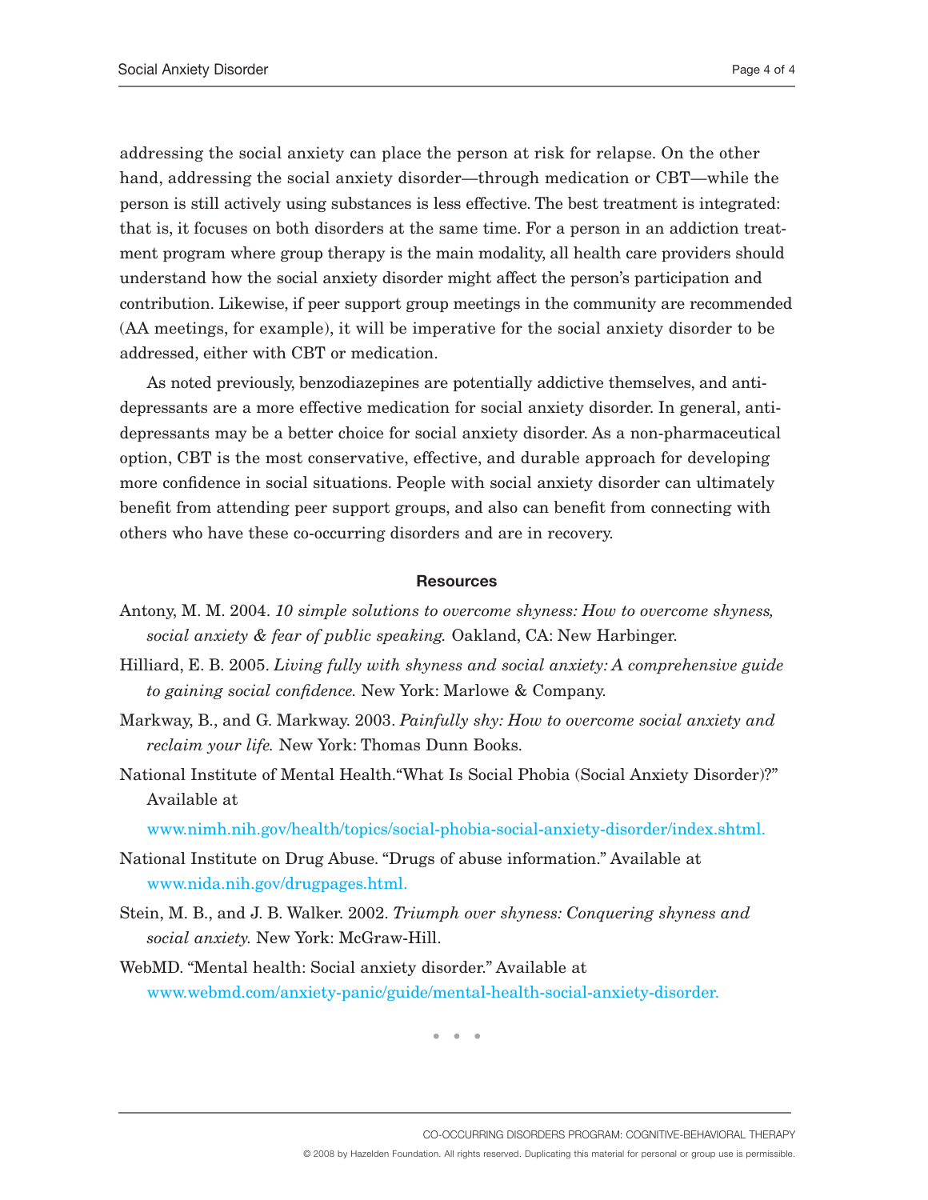addressing the social anxiety can place the person at risk for relapse. On the other hand, addressing the social anxiety disorder—through medication or CBT—while the person is still actively using substances is less effective. The best treatment is integrated: that is, it focuses on both disorders at the same time. For a person in an addiction treatment program where group therapy is the main modality, all health care providers should understand how the social anxiety disorder might affect the person's participation and contribution. Likewise, if peer support group meetings in the community are recommended (AA meetings, for example), it will be imperative for the social anxiety disorder to be addressed, either with CBT or medication.

As noted previously, benzodiazepines are potentially addictive themselves, and antidepressants are a more effective medication for social anxiety disorder. In general, antidepressants may be a better choice for social anxiety disorder. As a non-pharmaceutical option, CBT is the most conservative, effective, and durable approach for developing more confidence in social situations. People with social anxiety disorder can ultimately benefit from attending peer support groups, and also can benefit from connecting with others who have these co-occurring disorders and are in recovery.

## Resources

Antony, M. M. 2004. *10 simple solutions to overcome shyness: How to overcome shyness, social anxiety & fear of public speaking.* Oakland, CA: New Harbinger.

Hilliard, E. B. 2005. *Living fully with shyness and social anxiety: A comprehensive guide to gaining social confidence.* New York: Marlowe & Company.

Markway, B., and G. Markway. 2003. *Painfully shy: How to overcome social anxiety and reclaim your life.* New York: Thomas Dunn Books.

National Institute of Mental Health."What Is Social Phobia (Social Anxiety Disorder)?" Available at www.nimh.nih.gov/health/topics/social-phobia-social-anxiety-disorder/index.shtml.

National Institute on Drug Abuse. "Drugs of abuse information." Available at www.nida.nih.gov/drugpages.html.

Stein, M. B., and J. B. Walker. 2002. *Triumph over shyness: Conquering shyness and social anxiety.* New York: McGraw-Hill.

WebMD. "Mental health: Social anxiety disorder." Available at www.webmd.com/anxiety-panic/guide/mental-health-social-anxiety-disorder.

• • •

CO-OCCURRING DISORDERS PROGRAM: COGNITIVE-BEHAVIORAL THERAPY

© 2008 by Hazelden Foundation. All rights reserved. Duplicating this material for personal or group use is permissible.